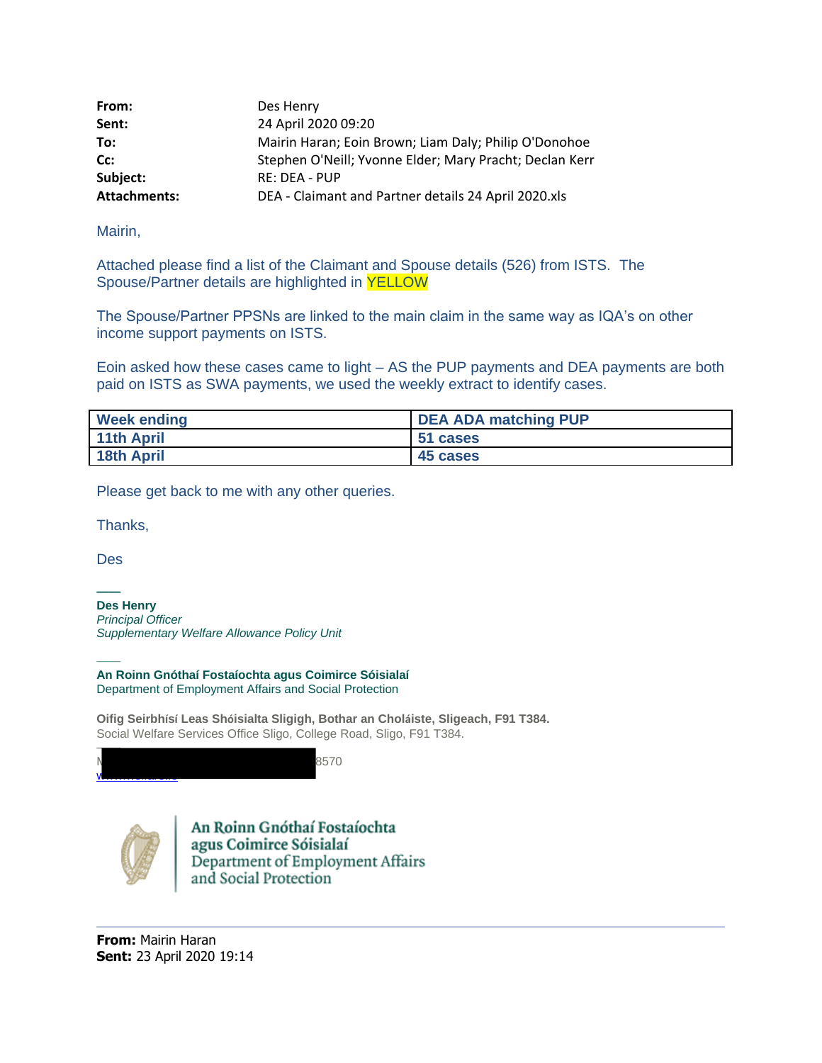**From:** Des Henry
**Sent:** 24 April 2020 09:20
**To:** Mairin Haran; Eoin Brown; Liam Daly; Philip O'Donohoe
**Cc:** Stephen O'Neill; Yvonne Elder; Mary Pracht; Declan Kerr
**Subject:** RE: DEA - PUP
**Attachments:** DEA - Claimant and Partner details 24 April 2020.xls

Mairin,

Attached please find a list of the Claimant and Spouse details (526) from ISTS. The Spouse/Partner details are highlighted in YELLOW

The Spouse/Partner PPSNs are linked to the main claim in the same way as IQA's on other income support payments on ISTS.

Eoin asked how these cases came to light – AS the PUP payments and DEA payments are both paid on ISTS as SWA payments, we used the weekly extract to identify cases.

| Week ending | DEA ADA matching PUP |
|---|---|
| 11th April | 51 cases |
| 18th April | 45 cases |

Please get back to me with any other queries.

Thanks,

Des

**Des Henry**
*Principal Officer*
*Supplementary Welfare Allowance Policy Unit*

**An Roinn Gnóthaí Fostaíochta agus Coimirce Sóisialaí**
Department of Employment Affairs and Social Protection

**Oifig Seirbhísí Leas Shóisialta Sligigh, Bothar an Choláiste, Sligeach, F91 T384.**
Social Welfare Services Office Sligo, College Road, Sligo, F91 T384.

M [redacted] 8570

An Roinn Gnóthaí Fostaíochta agus Coimirce Sóisialaí
Department of Employment Affairs and Social Protection

---

**From:** Mairin Haran
**Sent:** 23 April 2020 19:14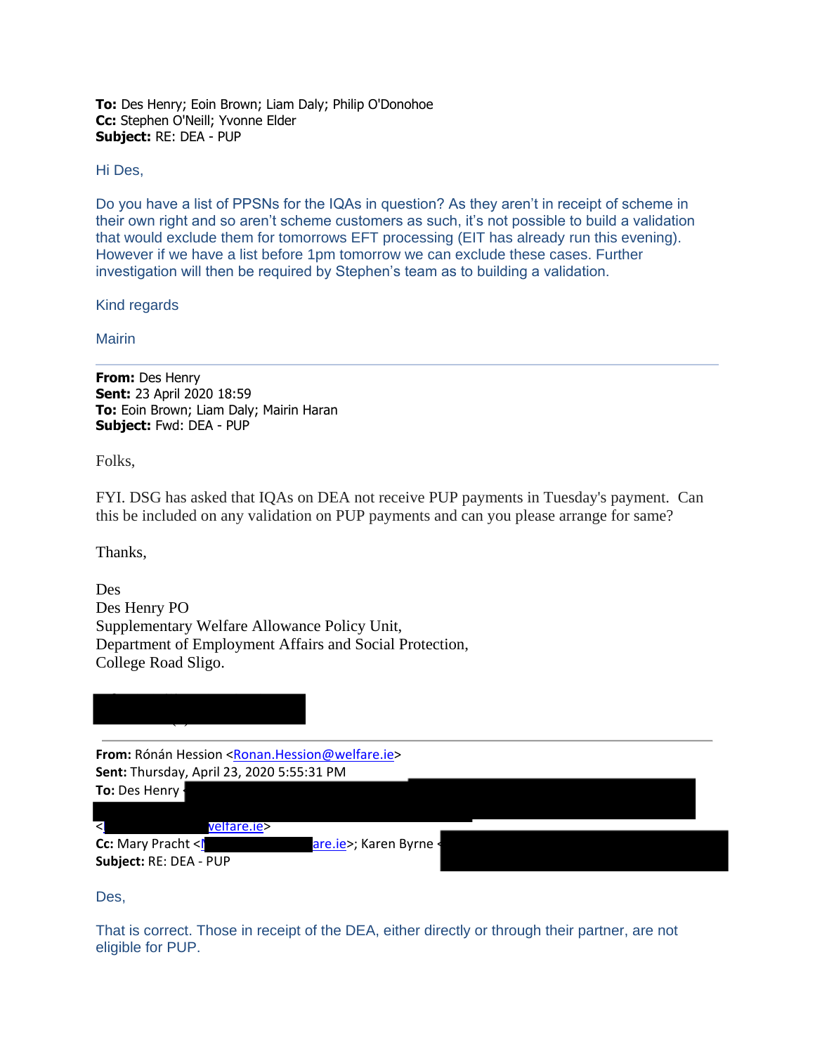**To:** Des Henry; Eoin Brown; Liam Daly; Philip O'Donohoe
**Cc:** Stephen O'Neill; Yvonne Elder
**Subject:** RE: DEA - PUP

Hi Des,

Do you have a list of PPSNs for the IQAs in question? As they aren't in receipt of scheme in their own right and so aren't scheme customers as such, it's not possible to build a validation that would exclude them for tomorrows EFT processing (EIT has already run this evening). However if we have a list before 1pm tomorrow we can exclude these cases. Further investigation will then be required by Stephen's team as to building a validation.

Kind regards

Mairin

---

**From:** Des Henry
**Sent:** 23 April 2020 18:59
**To:** Eoin Brown; Liam Daly; Mairin Haran
**Subject:** Fwd: DEA - PUP

Folks,

FYI. DSG has asked that IQAs on DEA not receive PUP payments in Tuesday's payment. Can this be included on any validation on PUP payments and can you please arrange for same?

Thanks,

Des
Des Henry PO
Supplementary Welfare Allowance Policy Unit,
Department of Employment Affairs and Social Protection,
College Road Sligo.

---

**From:** Rónán Hession <Ronan.Hession@welfare.ie>
**Sent:** Thursday, April 23, 2020 5:55:31 PM
**To:** Des Henry <
<welfare.ie>
**Cc:** Mary Pracht <are.ie>; Karen Byrne <
**Subject:** RE: DEA - PUP

Des,

That is correct. Those in receipt of the DEA, either directly or through their partner, are not eligible for PUP.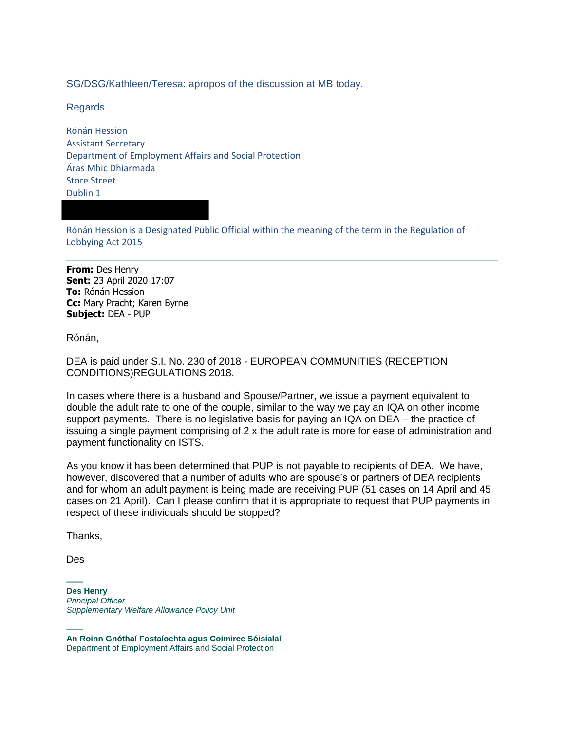SG/DSG/Kathleen/Teresa: apropos of the discussion at MB today.

Regards

Rónán Hession
Assistant Secretary
Department of Employment Affairs and Social Protection
Áras Mhic Dhiarmada
Store Street
Dublin 1

Rónán Hession is a Designated Public Official within the meaning of the term in the Regulation of Lobbying Act 2015

---

**From:** Des Henry
**Sent:** 23 April 2020 17:07
**To:** Rónán Hession
**Cc:** Mary Pracht; Karen Byrne
**Subject:** DEA - PUP

Rónán,

DEA is paid under S.I. No. 230 of 2018 - EUROPEAN COMMUNITIES (RECEPTION CONDITIONS)REGULATIONS 2018.

In cases where there is a husband and Spouse/Partner, we issue a payment equivalent to double the adult rate to one of the couple, similar to the way we pay an IQA on other income support payments. There is no legislative basis for paying an IQA on DEA – the practice of issuing a single payment comprising of 2 x the adult rate is more for ease of administration and payment functionality on ISTS.

As you know it has been determined that PUP is not payable to recipients of DEA. We have, however, discovered that a number of adults who are spouse's or partners of DEA recipients and for whom an adult payment is being made are receiving PUP (51 cases on 14 April and 45 cases on 21 April). Can I please confirm that it is appropriate to request that PUP payments in respect of these individuals should be stopped?

Thanks,

Des

**Des Henry**
*Principal Officer*
*Supplementary Welfare Allowance Policy Unit*

**An Roinn Gnóthaí Fostaíochta agus Coimirce Sóisialaí**
Department of Employment Affairs and Social Protection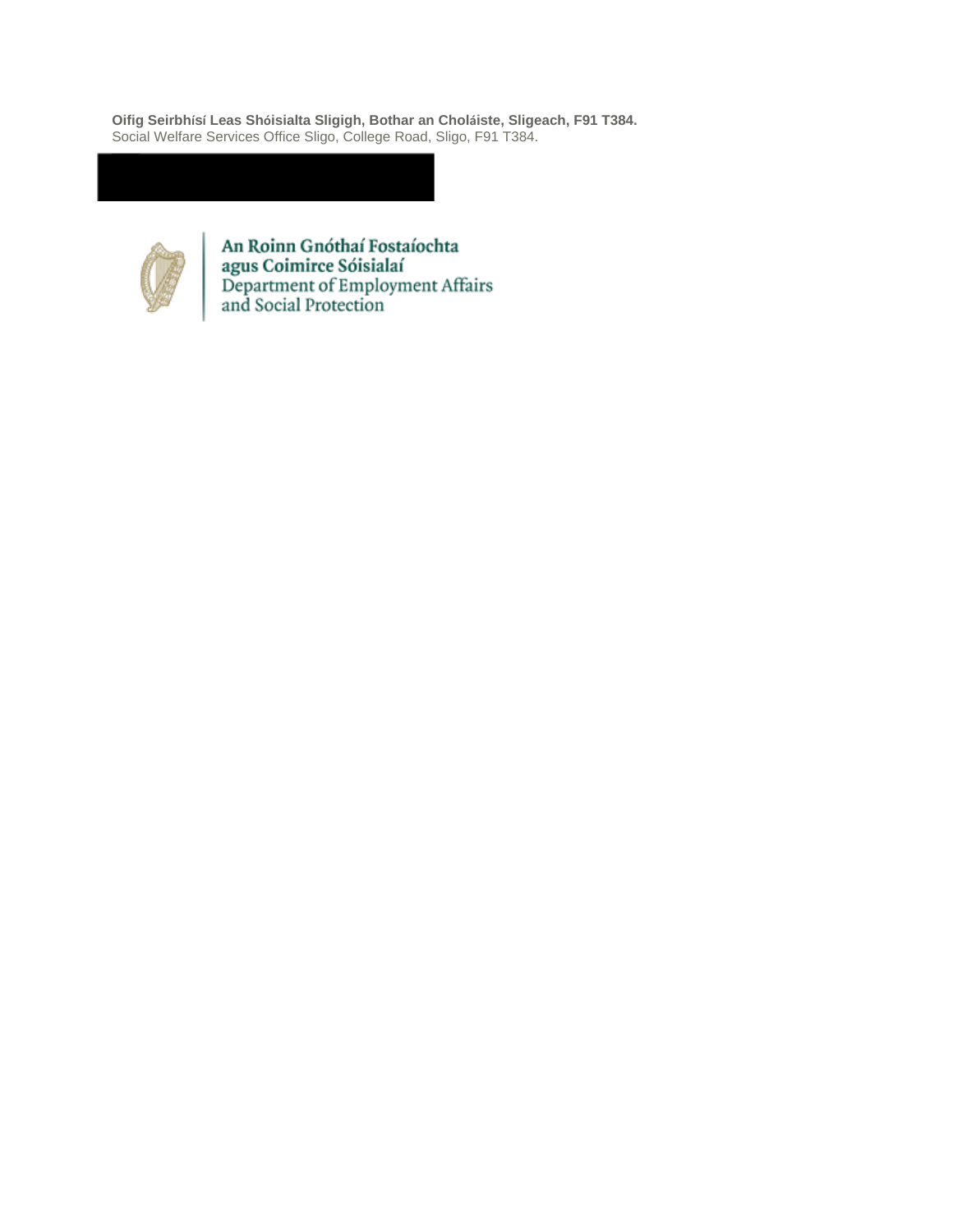**Oifig Seirbhísí Leas Shóisialta Sligigh, Bothar an Choláiste, Sligeach, F91 T384.**
Social Welfare Services Office Sligo, College Road, Sligo, F91 T384.

An Roinn Gnóthaí Fostaíochta
agus Coimirce Sóisialaí
Department of Employment Affairs
and Social Protection